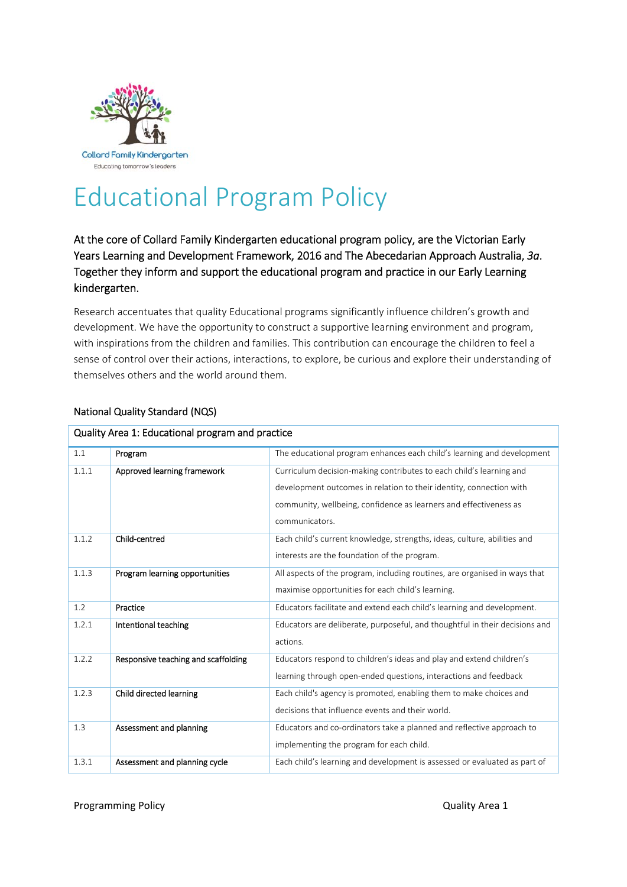Collard Family Kindergarten

Educating tomorrow's leaders

# Educational Program Policy

At the core of Collard Family Kindergarten educational program policy, are the Victorian Early Years Learning and Development Framework, 2016 and The Abecedarian Approach Australia, *3a*. Together they inform and support the educational program and practice in our Early Learning kindergarten.

Research accentuates that quality Educational programs significantly influence children's growth and development. We have the opportunity to construct a supportive learning environment and program, with inspirations from the children and families. This contribution can encourage the children to feel a sense of control over their actions, interactions, to explore, be curious and explore their understanding of themselves others and the world around them.

National Quality Standard (NQS)

| Quality Area 1: Educational program and practice | | |
|---|---|---|
| 1.1 | Program | The educational program enhances each child's learning and development |
| 1.1.1 | Approved learning framework | Curriculum decision-making contributes to each child's learning and development outcomes in relation to their identity, connection with community, wellbeing, confidence as learners and effectiveness as communicators. |
| 1.1.2 | Child-centred | Each child's current knowledge, strengths, ideas, culture, abilities and interests are the foundation of the program. |
| 1.1.3 | Program learning opportunities | All aspects of the program, including routines, are organised in ways that maximise opportunities for each child's learning. |
| 1.2 | Practice | Educators facilitate and extend each child's learning and development. |
| 1.2.1 | Intentional teaching | Educators are deliberate, purposeful, and thoughtful in their decisions and actions. |
| 1.2.2 | Responsive teaching and scaffolding | Educators respond to children's ideas and play and extend children's learning through open-ended questions, interactions and feedback |
| 1.2.3 | Child directed learning | Each child's agency is promoted, enabling them to make choices and decisions that influence events and their world. |
| 1.3 | Assessment and planning | Educators and co-ordinators take a planned and reflective approach to implementing the program for each child. |
| 1.3.1 | Assessment and planning cycle | Each child's learning and development is assessed or evaluated as part of |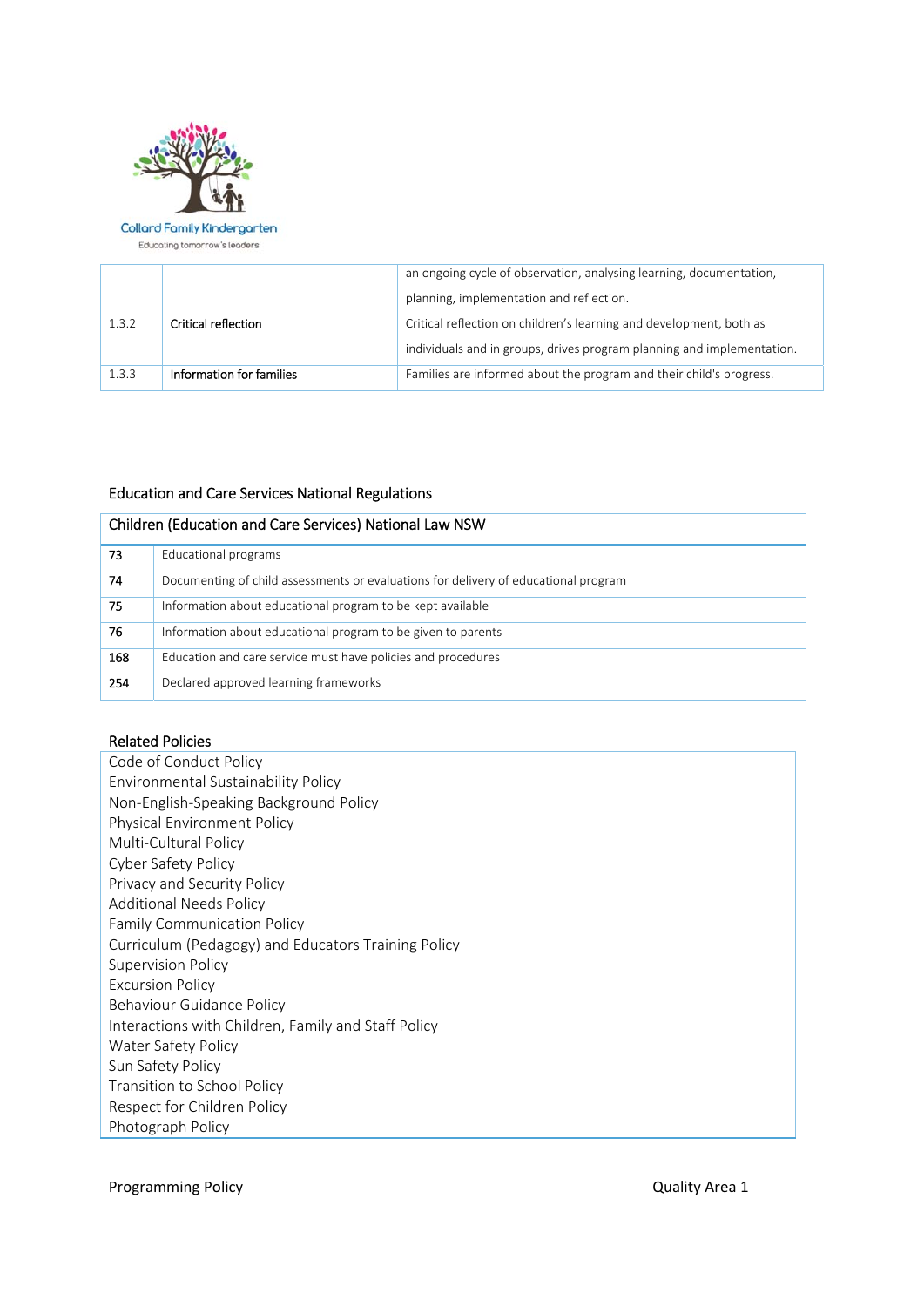| | | |
|---|---|---|
| | | an ongoing cycle of observation, analysing learning, documentation, planning, implementation and reflection. |
| 1.3.2 | Critical reflection | Critical reflection on children's learning and development, both as individuals and in groups, drives program planning and implementation. |
| 1.3.3 | Information for families | Families are informed about the program and their child's progress. |

### Education and Care Services National Regulations

| Children (Education and Care Services) National Law NSW | |
|---|---|
| 73 | Educational programs |
| 74 | Documenting of child assessments or evaluations for delivery of educational program |
| 75 | Information about educational program to be kept available |
| 76 | Information about educational program to be given to parents |
| 168 | Education and care service must have policies and procedures |
| 254 | Declared approved learning frameworks |

### Related Policies

Code of Conduct Policy
Environmental Sustainability Policy
Non-English-Speaking Background Policy
Physical Environment Policy
Multi-Cultural Policy
Cyber Safety Policy
Privacy and Security Policy
Additional Needs Policy
Family Communication Policy
Curriculum (Pedagogy) and Educators Training Policy
Supervision Policy
Excursion Policy
Behaviour Guidance Policy
Interactions with Children, Family and Staff Policy
Water Safety Policy
Sun Safety Policy
Transition to School Policy
Respect for Children Policy
Photograph Policy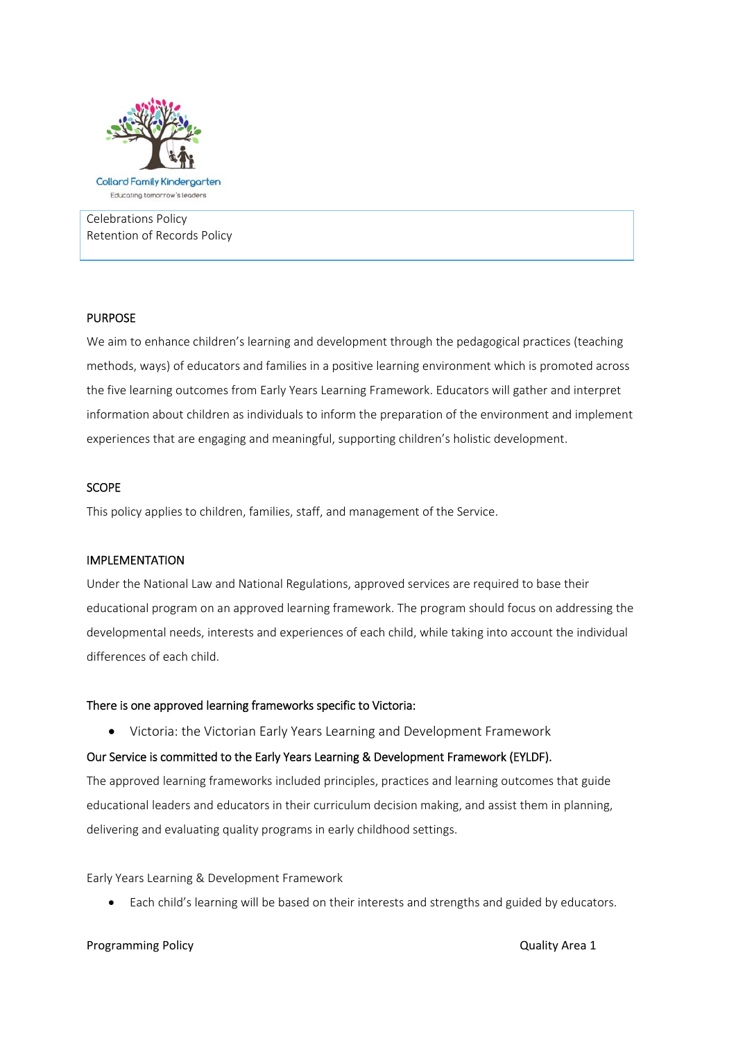Celebrations Policy
Retention of Records Policy

## PURPOSE

We aim to enhance children's learning and development through the pedagogical practices (teaching methods, ways) of educators and families in a positive learning environment which is promoted across the five learning outcomes from Early Years Learning Framework. Educators will gather and interpret information about children as individuals to inform the preparation of the environment and implement experiences that are engaging and meaningful, supporting children's holistic development.

## SCOPE

This policy applies to children, families, staff, and management of the Service.

## IMPLEMENTATION

Under the National Law and National Regulations, approved services are required to base their educational program on an approved learning framework. The program should focus on addressing the developmental needs, interests and experiences of each child, while taking into account the individual differences of each child.

**There is one approved learning frameworks specific to Victoria:**

- Victoria: the Victorian Early Years Learning and Development Framework

**Our Service is committed to the Early Years Learning & Development Framework (EYLDF).**

The approved learning frameworks included principles, practices and learning outcomes that guide educational leaders and educators in their curriculum decision making, and assist them in planning, delivering and evaluating quality programs in early childhood settings.

Early Years Learning & Development Framework

- Each child's learning will be based on their interests and strengths and guided by educators.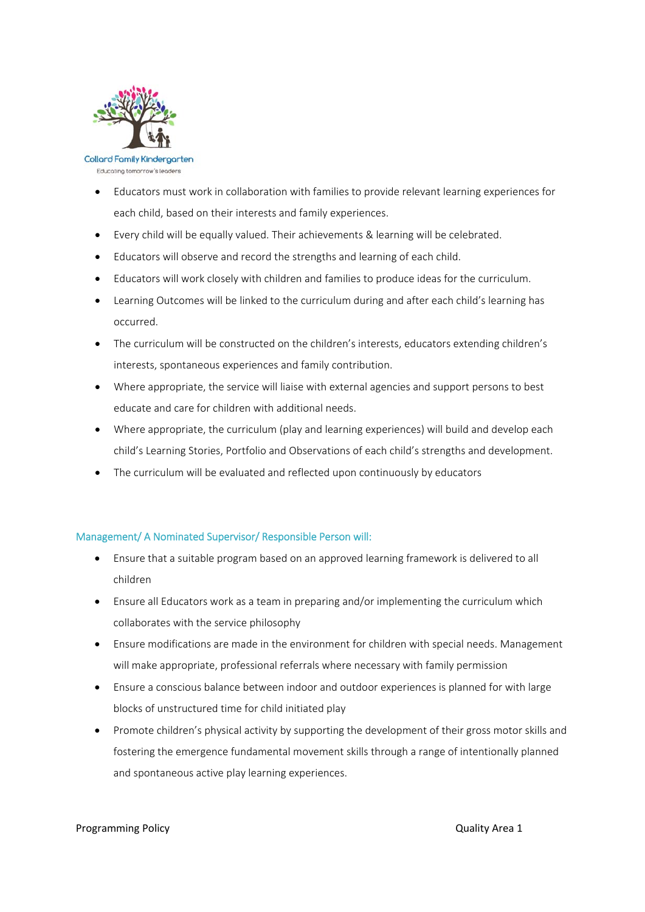- Educators must work in collaboration with families to provide relevant learning experiences for each child, based on their interests and family experiences.
- Every child will be equally valued. Their achievements & learning will be celebrated.
- Educators will observe and record the strengths and learning of each child.
- Educators will work closely with children and families to produce ideas for the curriculum.
- Learning Outcomes will be linked to the curriculum during and after each child's learning has occurred.
- The curriculum will be constructed on the children's interests, educators extending children's interests, spontaneous experiences and family contribution.
- Where appropriate, the service will liaise with external agencies and support persons to best educate and care for children with additional needs.
- Where appropriate, the curriculum (play and learning experiences) will build and develop each child's Learning Stories, Portfolio and Observations of each child's strengths and development.
- The curriculum will be evaluated and reflected upon continuously by educators

### Management/ A Nominated Supervisor/ Responsible Person will:

- Ensure that a suitable program based on an approved learning framework is delivered to all children
- Ensure all Educators work as a team in preparing and/or implementing the curriculum which collaborates with the service philosophy
- Ensure modifications are made in the environment for children with special needs. Management will make appropriate, professional referrals where necessary with family permission
- Ensure a conscious balance between indoor and outdoor experiences is planned for with large blocks of unstructured time for child initiated play
- Promote children's physical activity by supporting the development of their gross motor skills and fostering the emergence fundamental movement skills through a range of intentionally planned and spontaneous active play learning experiences.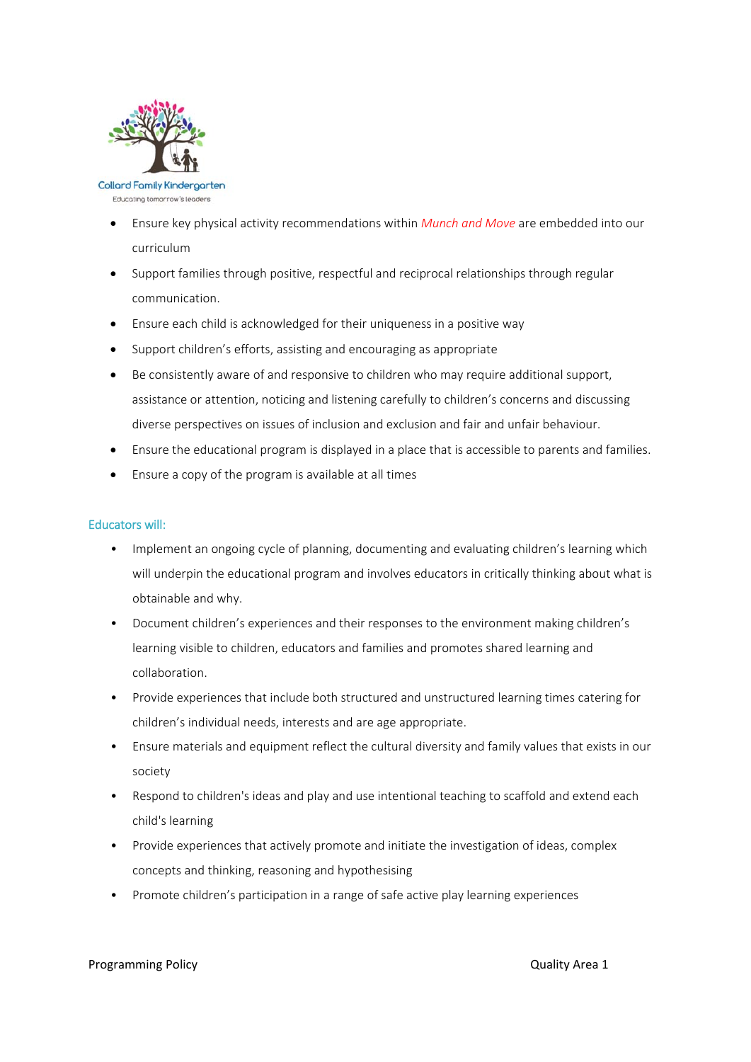- Ensure key physical activity recommendations within *Munch and Move* are embedded into our curriculum
- Support families through positive, respectful and reciprocal relationships through regular communication.
- Ensure each child is acknowledged for their uniqueness in a positive way
- Support children's efforts, assisting and encouraging as appropriate
- Be consistently aware of and responsive to children who may require additional support, assistance or attention, noticing and listening carefully to children's concerns and discussing diverse perspectives on issues of inclusion and exclusion and fair and unfair behaviour.
- Ensure the educational program is displayed in a place that is accessible to parents and families.
- Ensure a copy of the program is available at all times

### Educators will:

- Implement an ongoing cycle of planning, documenting and evaluating children's learning which will underpin the educational program and involves educators in critically thinking about what is obtainable and why.
- Document children's experiences and their responses to the environment making children's learning visible to children, educators and families and promotes shared learning and collaboration.
- Provide experiences that include both structured and unstructured learning times catering for children's individual needs, interests and are age appropriate.
- Ensure materials and equipment reflect the cultural diversity and family values that exists in our society
- Respond to children's ideas and play and use intentional teaching to scaffold and extend each child's learning
- Provide experiences that actively promote and initiate the investigation of ideas, complex concepts and thinking, reasoning and hypothesising
- Promote children's participation in a range of safe active play learning experiences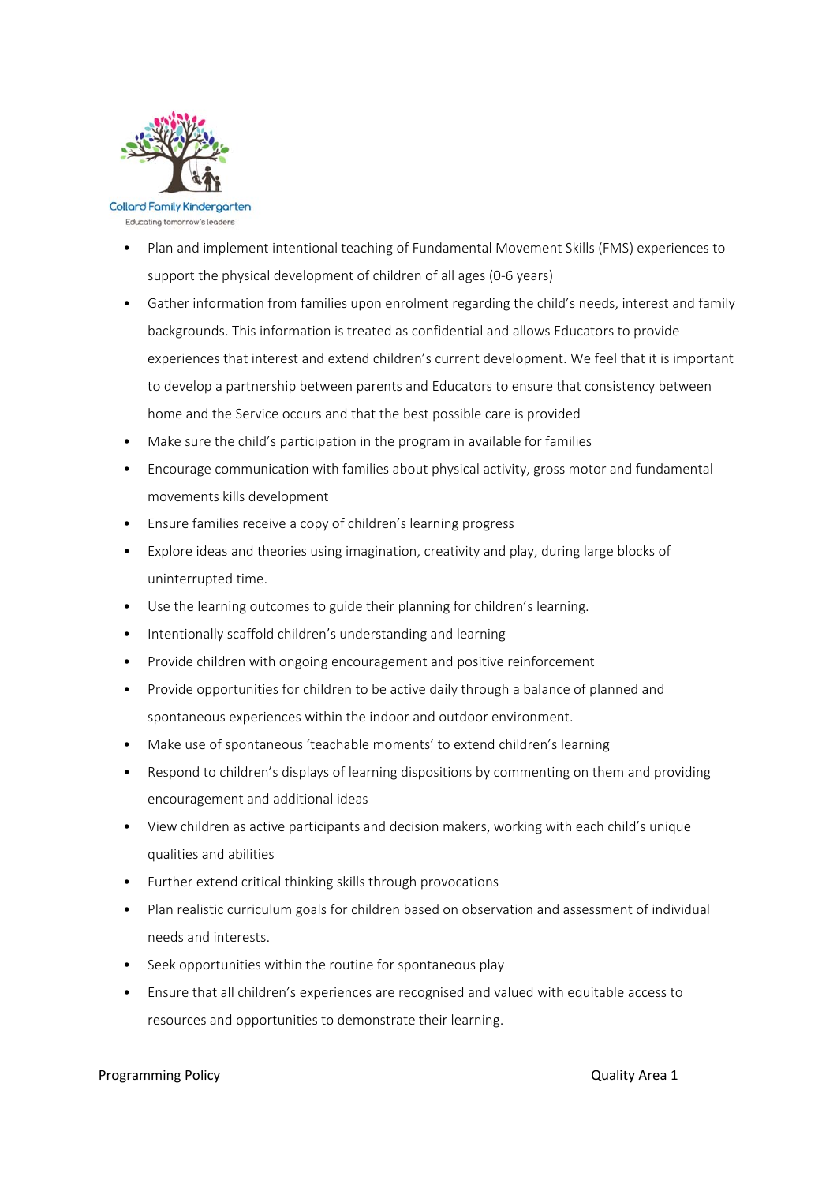- Plan and implement intentional teaching of Fundamental Movement Skills (FMS) experiences to support the physical development of children of all ages (0-6 years)
- Gather information from families upon enrolment regarding the child's needs, interest and family backgrounds. This information is treated as confidential and allows Educators to provide experiences that interest and extend children's current development. We feel that it is important to develop a partnership between parents and Educators to ensure that consistency between home and the Service occurs and that the best possible care is provided
- Make sure the child's participation in the program in available for families
- Encourage communication with families about physical activity, gross motor and fundamental movements kills development
- Ensure families receive a copy of children's learning progress
- Explore ideas and theories using imagination, creativity and play, during large blocks of uninterrupted time.
- Use the learning outcomes to guide their planning for children's learning.
- Intentionally scaffold children's understanding and learning
- Provide children with ongoing encouragement and positive reinforcement
- Provide opportunities for children to be active daily through a balance of planned and spontaneous experiences within the indoor and outdoor environment.
- Make use of spontaneous 'teachable moments' to extend children's learning
- Respond to children's displays of learning dispositions by commenting on them and providing encouragement and additional ideas
- View children as active participants and decision makers, working with each child's unique qualities and abilities
- Further extend critical thinking skills through provocations
- Plan realistic curriculum goals for children based on observation and assessment of individual needs and interests.
- Seek opportunities within the routine for spontaneous play
- Ensure that all children's experiences are recognised and valued with equitable access to resources and opportunities to demonstrate their learning.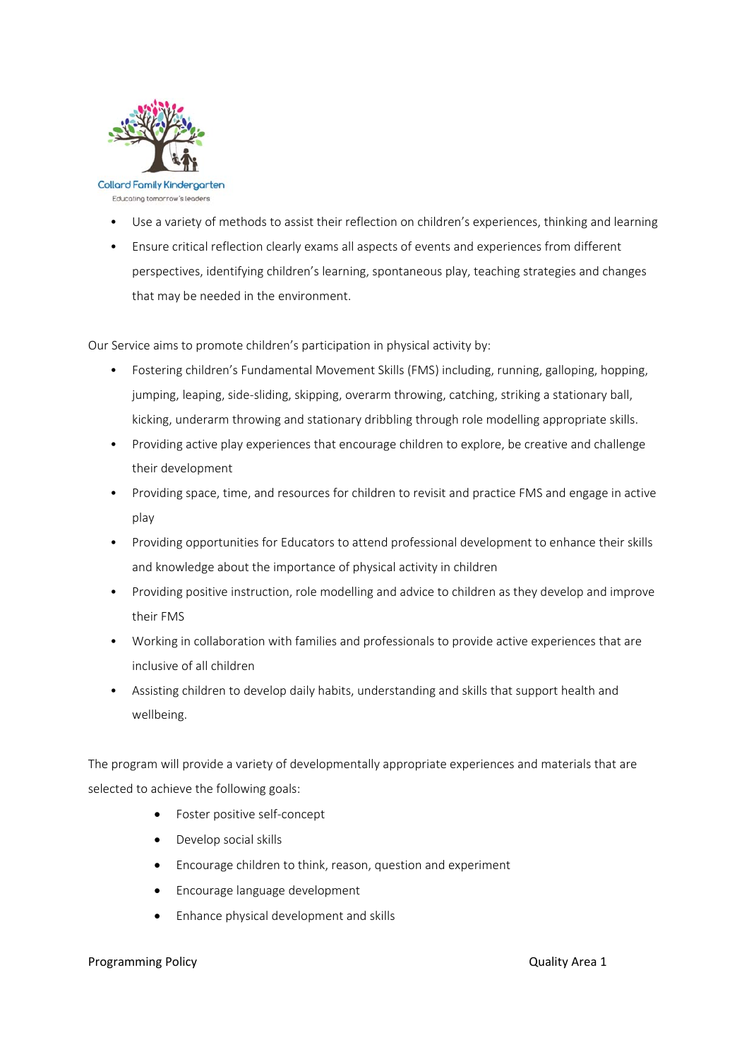- Use a variety of methods to assist their reflection on children's experiences, thinking and learning
- Ensure critical reflection clearly exams all aspects of events and experiences from different perspectives, identifying children's learning, spontaneous play, teaching strategies and changes that may be needed in the environment.

Our Service aims to promote children's participation in physical activity by:

- Fostering children's Fundamental Movement Skills (FMS) including, running, galloping, hopping, jumping, leaping, side-sliding, skipping, overarm throwing, catching, striking a stationary ball, kicking, underarm throwing and stationary dribbling through role modelling appropriate skills.
- Providing active play experiences that encourage children to explore, be creative and challenge their development
- Providing space, time, and resources for children to revisit and practice FMS and engage in active play
- Providing opportunities for Educators to attend professional development to enhance their skills and knowledge about the importance of physical activity in children
- Providing positive instruction, role modelling and advice to children as they develop and improve their FMS
- Working in collaboration with families and professionals to provide active experiences that are inclusive of all children
- Assisting children to develop daily habits, understanding and skills that support health and wellbeing.

The program will provide a variety of developmentally appropriate experiences and materials that are selected to achieve the following goals:

- Foster positive self-concept
- Develop social skills
- Encourage children to think, reason, question and experiment
- Encourage language development
- Enhance physical development and skills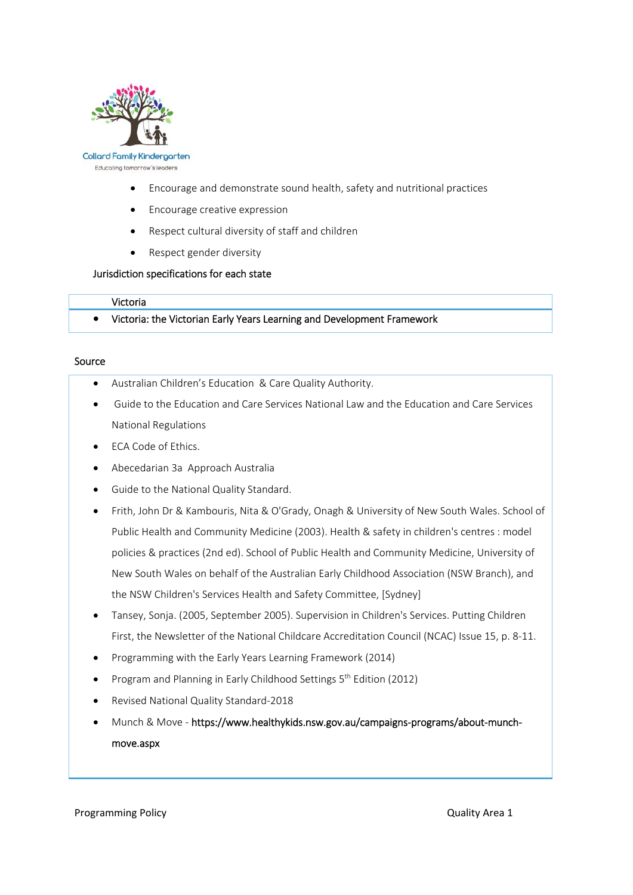- Encourage and demonstrate sound health, safety and nutritional practices
- Encourage creative expression
- Respect cultural diversity of staff and children
- Respect gender diversity

Jurisdiction specifications for each state

| Victoria |
| --- |
| • Victoria: the Victorian Early Years Learning and Development Framework |

Source

- Australian Children's Education & Care Quality Authority.
- Guide to the Education and Care Services National Law and the Education and Care Services National Regulations
- ECA Code of Ethics.
- Abecedarian 3a Approach Australia
- Guide to the National Quality Standard.
- Frith, John Dr & Kambouris, Nita & O'Grady, Onagh & University of New South Wales. School of Public Health and Community Medicine (2003). Health & safety in children's centres : model policies & practices (2nd ed). School of Public Health and Community Medicine, University of New South Wales on behalf of the Australian Early Childhood Association (NSW Branch), and the NSW Children's Services Health and Safety Committee, [Sydney]
- Tansey, Sonja. (2005, September 2005). Supervision in Children's Services. Putting Children First, the Newsletter of the National Childcare Accreditation Council (NCAC) Issue 15, p. 8-11.
- Programming with the Early Years Learning Framework (2014)
- Program and Planning in Early Childhood Settings 5th Edition (2012)
- Revised National Quality Standard-2018
- Munch & Move - https://www.healthykids.nsw.gov.au/campaigns-programs/about-munch-move.aspx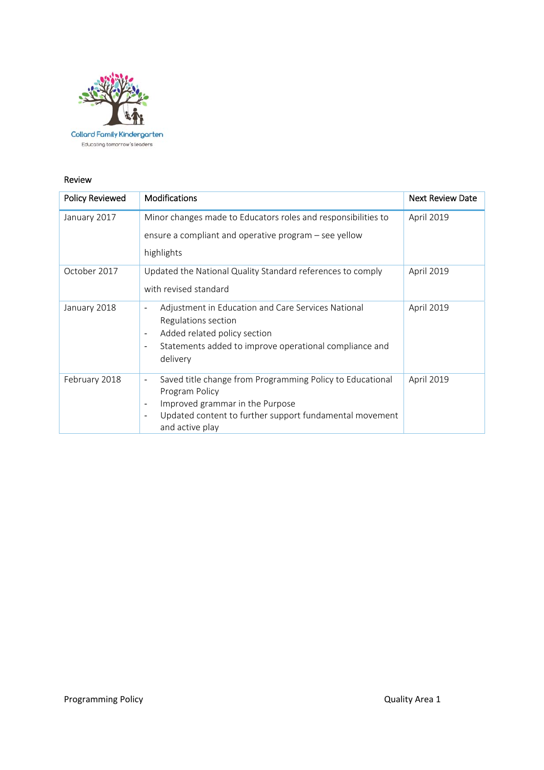Collard Family Kindergarten

Educating tomorrow's leaders

Review

| Policy Reviewed | Modifications | Next Review Date |
|---|---|---|
| January 2017 | Minor changes made to Educators roles and responsibilities to ensure a compliant and operative program – see yellow highlights | April 2019 |
| October 2017 | Updated the National Quality Standard references to comply with revised standard | April 2019 |
| January 2018 | - Adjustment in Education and Care Services National Regulations section<br>- Added related policy section<br>- Statements added to improve operational compliance and delivery | April 2019 |
| February 2018 | - Saved title change from Programming Policy to Educational Program Policy<br>- Improved grammar in the Purpose<br>- Updated content to further support fundamental movement and active play | April 2019 |